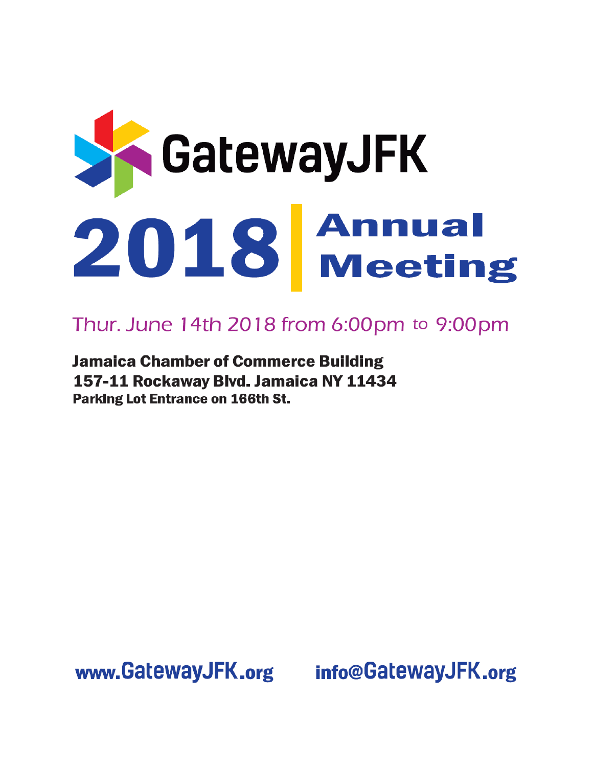# GatewayJFK

# 2018 Annual Meeting

Thur. June 14th 2018 from 6:00pm to 9:00pm

**Jamaica Chamber of Commerce Building**
**157-11 Rockaway Blvd. Jamaica NY 11434**
**Parking Lot Entrance on 166th St.**

**www.GatewayJFK.org** **info@GatewayJFK.org**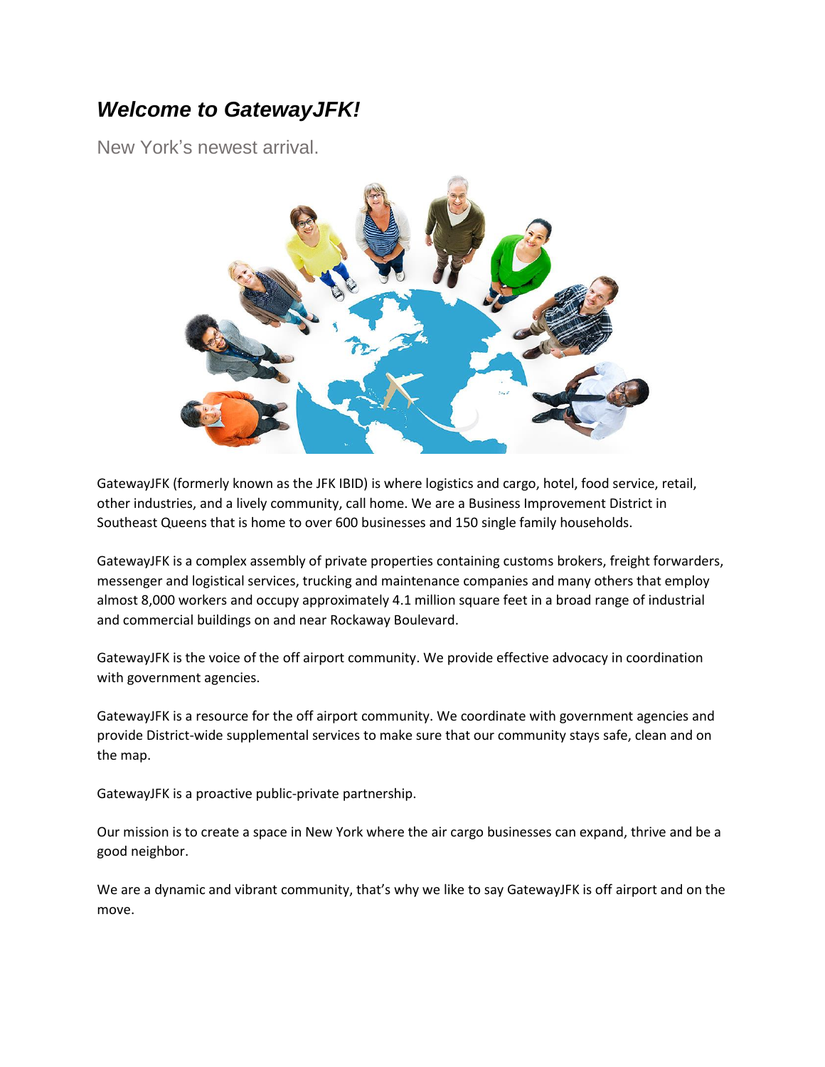# ***Welcome to GatewayJFK!***

New York's newest arrival.

GatewayJFK (formerly known as the JFK IBID) is where logistics and cargo, hotel, food service, retail, other industries, and a lively community, call home. We are a Business Improvement District in Southeast Queens that is home to over 600 businesses and 150 single family households.

GatewayJFK is a complex assembly of private properties containing customs brokers, freight forwarders, messenger and logistical services, trucking and maintenance companies and many others that employ almost 8,000 workers and occupy approximately 4.1 million square feet in a broad range of industrial and commercial buildings on and near Rockaway Boulevard.

GatewayJFK is the voice of the off airport community. We provide effective advocacy in coordination with government agencies.

GatewayJFK is a resource for the off airport community. We coordinate with government agencies and provide District-wide supplemental services to make sure that our community stays safe, clean and on the map.

GatewayJFK is a proactive public-private partnership.

Our mission is to create a space in New York where the air cargo businesses can expand, thrive and be a good neighbor.

We are a dynamic and vibrant community, that's why we like to say GatewayJFK is off airport and on the move.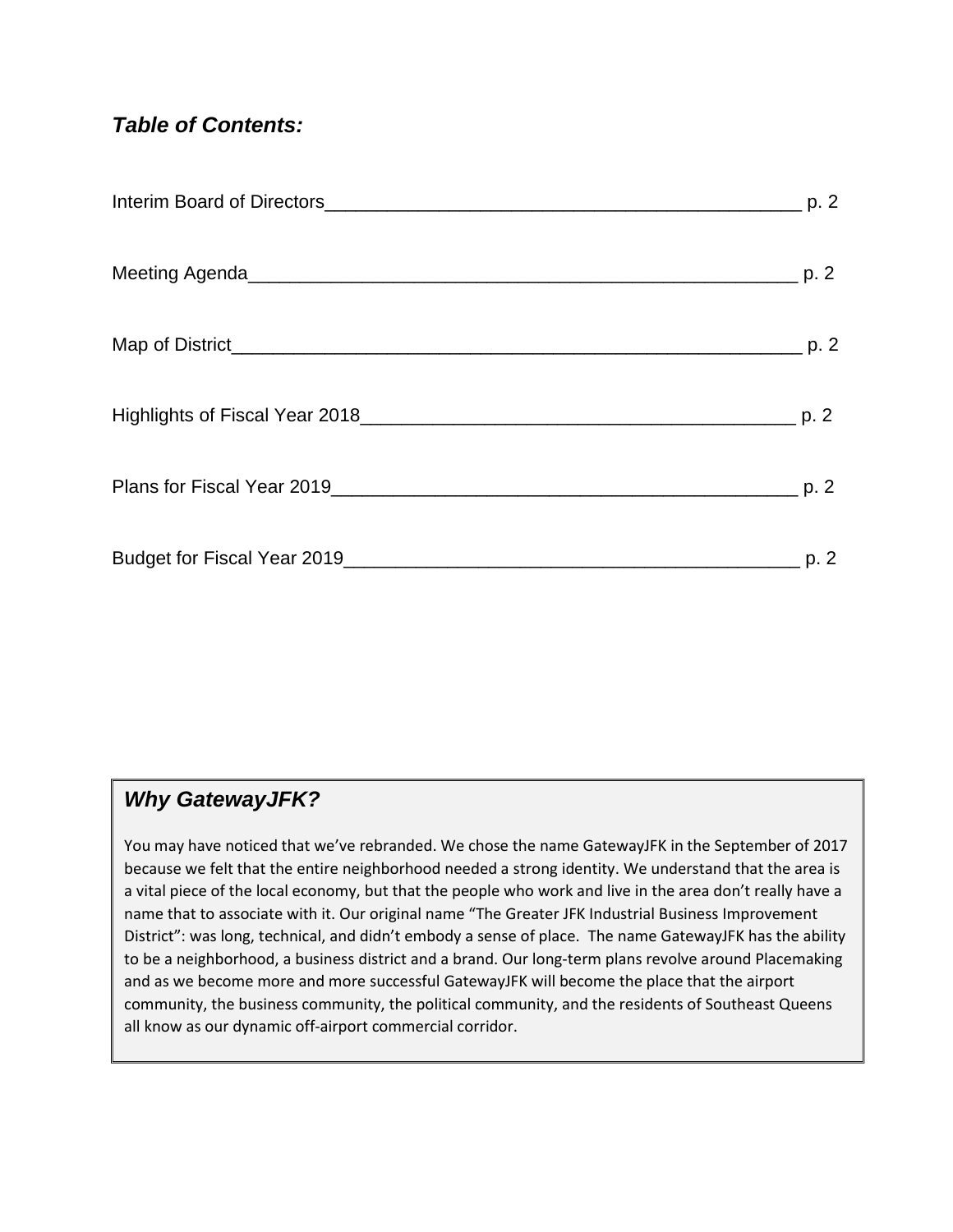## *Table of Contents:*

Interim Board of Directors________________________________________________ p. 2

Meeting Agenda______________________________________________________ p. 2

Map of District_______________________________________________________ p. 2

Highlights of Fiscal Year 2018___________________________________________ p. 2

Plans for Fiscal Year 2019______________________________________________ p. 2

Budget for Fiscal Year 2019_____________________________________________ p. 2

### *Why GatewayJFK?*

You may have noticed that we've rebranded. We chose the name GatewayJFK in the September of 2017 because we felt that the entire neighborhood needed a strong identity. We understand that the area is a vital piece of the local economy, but that the people who work and live in the area don't really have a name that to associate with it. Our original name "The Greater JFK Industrial Business Improvement District": was long, technical, and didn't embody a sense of place. The name GatewayJFK has the ability to be a neighborhood, a business district and a brand. Our long-term plans revolve around Placemaking and as we become more and more successful GatewayJFK will become the place that the airport community, the business community, the political community, and the residents of Southeast Queens all know as our dynamic off-airport commercial corridor.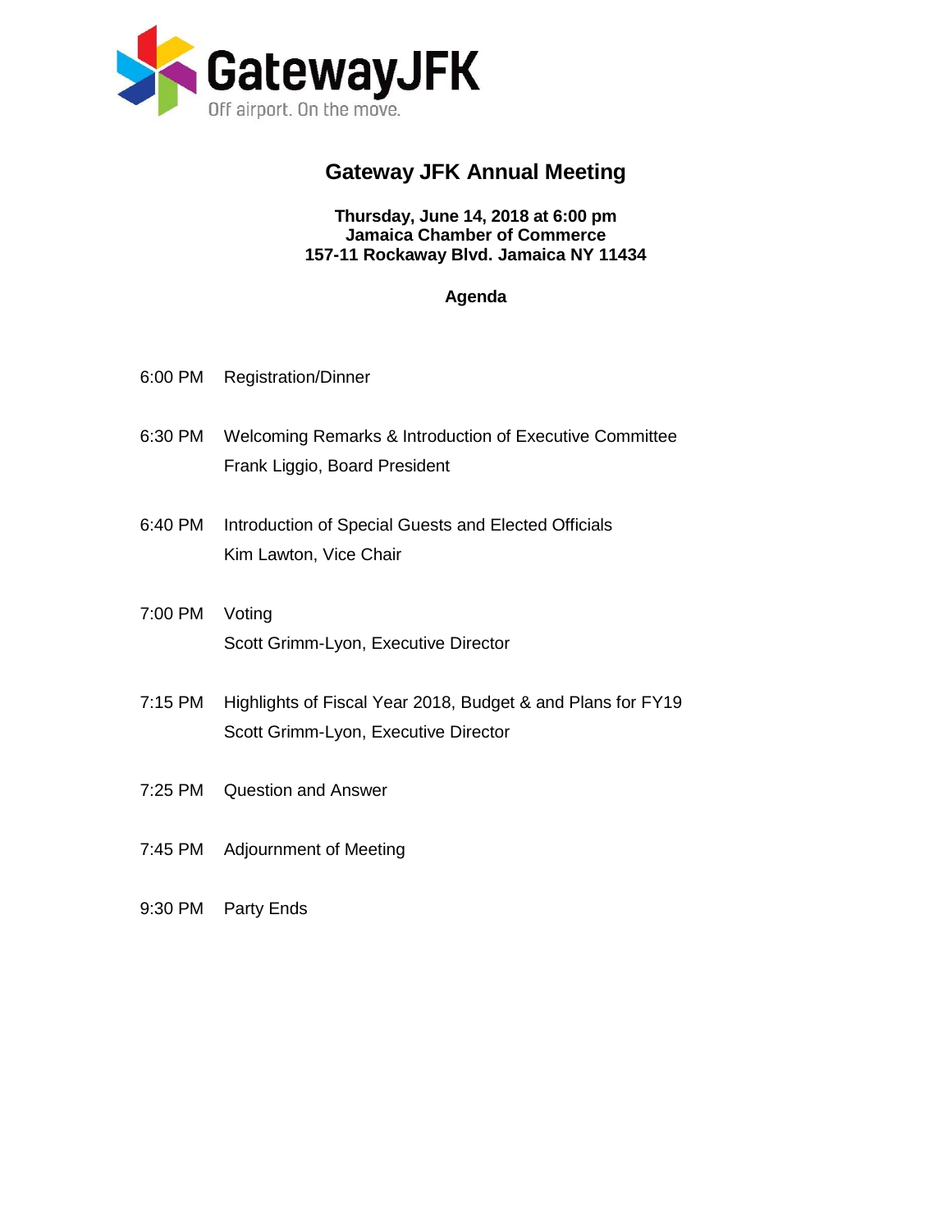GatewayJFK

Off airport. On the move.

# Gateway JFK Annual Meeting

**Thursday, June 14, 2018 at 6:00 pm**
**Jamaica Chamber of Commerce**
**157-11 Rockaway Blvd. Jamaica NY 11434**

**Agenda**

6:00 PM Registration/Dinner

6:30 PM Welcoming Remarks & Introduction of Executive Committee
Frank Liggio, Board President

6:40 PM Introduction of Special Guests and Elected Officials
Kim Lawton, Vice Chair

7:00 PM Voting
Scott Grimm-Lyon, Executive Director

7:15 PM Highlights of Fiscal Year 2018, Budget & and Plans for FY19
Scott Grimm-Lyon, Executive Director

7:25 PM Question and Answer

7:45 PM Adjournment of Meeting

9:30 PM Party Ends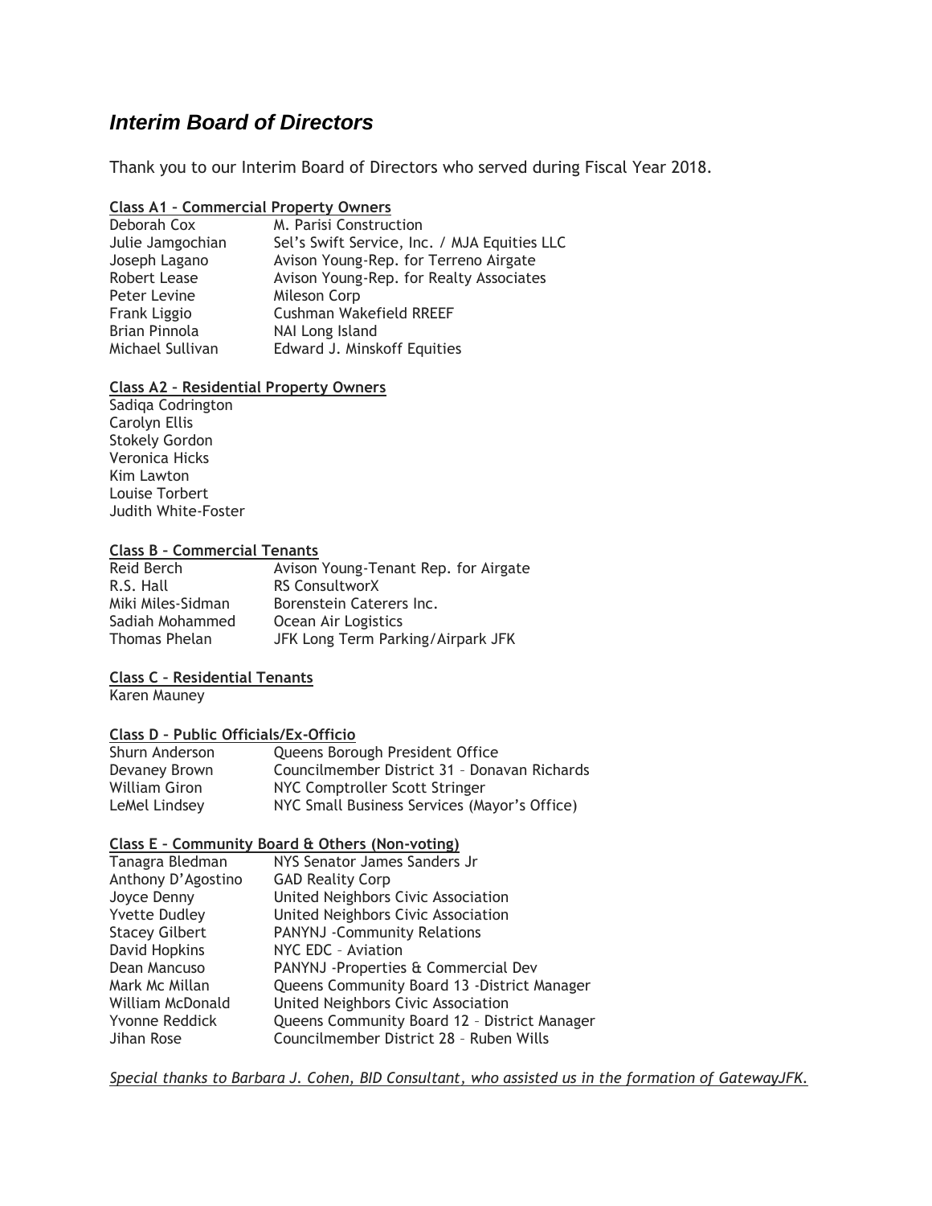## *Interim Board of Directors*

Thank you to our Interim Board of Directors who served during Fiscal Year 2018.

**Class A1 – Commercial Property Owners**

| | |
|---|---|
| Deborah Cox | M. Parisi Construction |
| Julie Jamgochian | Sel's Swift Service, Inc. / MJA Equities LLC |
| Joseph Lagano | Avison Young-Rep. for Terreno Airgate |
| Robert Lease | Avison Young-Rep. for Realty Associates |
| Peter Levine | Mileson Corp |
| Frank Liggio | Cushman Wakefield RREEF |
| Brian Pinnola | NAI Long Island |
| Michael Sullivan | Edward J. Minskoff Equities |

**Class A2 – Residential Property Owners**

Sadiqa Codrington
Carolyn Ellis
Stokely Gordon
Veronica Hicks
Kim Lawton
Louise Torbert
Judith White-Foster

**Class B – Commercial Tenants**

| | |
|---|---|
| Reid Berch | Avison Young-Tenant Rep. for Airgate |
| R.S. Hall | RS ConsultworX |
| Miki Miles-Sidman | Borenstein Caterers Inc. |
| Sadiah Mohammed | Ocean Air Logistics |
| Thomas Phelan | JFK Long Term Parking/Airpark JFK |

**Class C – Residential Tenants**

Karen Mauney

**Class D – Public Officials/Ex-Officio**

| | |
|---|---|
| Shurn Anderson | Queens Borough President Office |
| Devaney Brown | Councilmember District 31 – Donavan Richards |
| William Giron | NYC Comptroller Scott Stringer |
| LeMel Lindsey | NYC Small Business Services (Mayor's Office) |

**Class E – Community Board & Others (Non-voting)**

| | |
|---|---|
| Tanagra Bledman | NYS Senator James Sanders Jr |
| Anthony D'Agostino | GAD Reality Corp |
| Joyce Denny | United Neighbors Civic Association |
| Yvette Dudley | United Neighbors Civic Association |
| Stacey Gilbert | PANYNJ -Community Relations |
| David Hopkins | NYC EDC – Aviation |
| Dean Mancuso | PANYNJ -Properties & Commercial Dev |
| Mark Mc Millan | Queens Community Board 13 -District Manager |
| William McDonald | United Neighbors Civic Association |
| Yvonne Reddick | Queens Community Board 12 – District Manager |
| Jihan Rose | Councilmember District 28 – Ruben Wills |

*Special thanks to Barbara J. Cohen, BID Consultant, who assisted us in the formation of GatewayJFK.*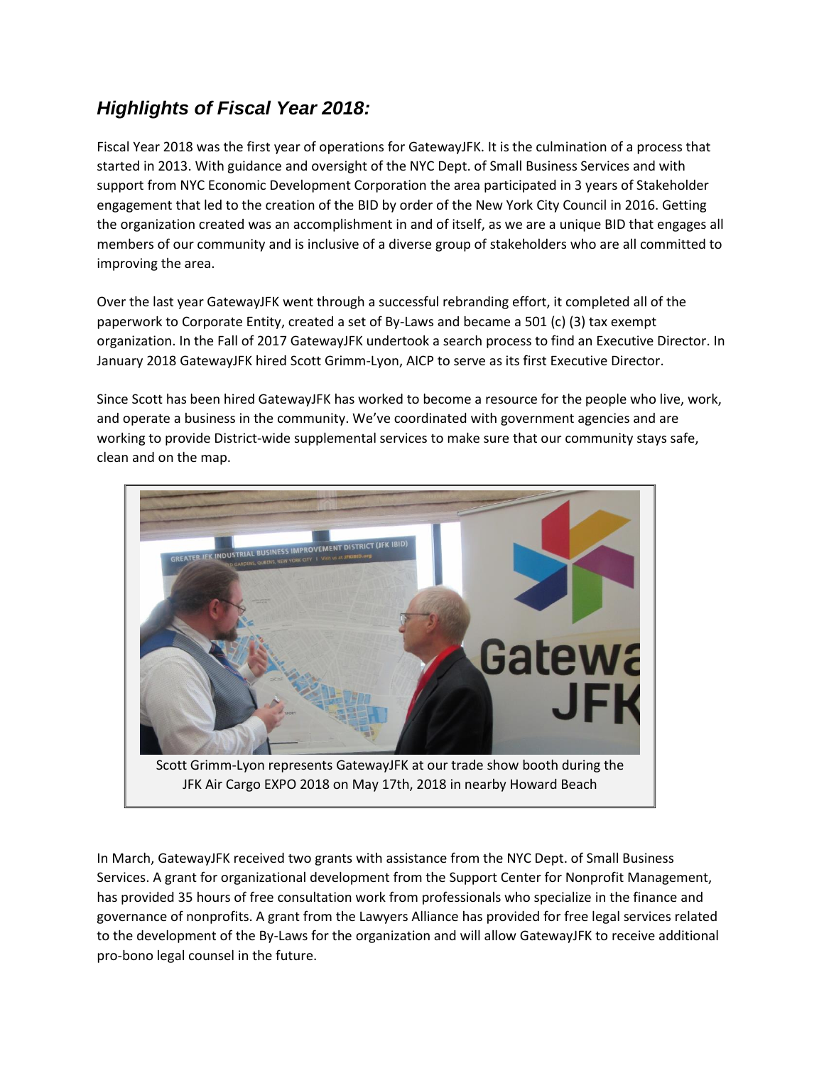## *Highlights of Fiscal Year 2018:*

Fiscal Year 2018 was the first year of operations for GatewayJFK. It is the culmination of a process that started in 2013. With guidance and oversight of the NYC Dept. of Small Business Services and with support from NYC Economic Development Corporation the area participated in 3 years of Stakeholder engagement that led to the creation of the BID by order of the New York City Council in 2016. Getting the organization created was an accomplishment in and of itself, as we are a unique BID that engages all members of our community and is inclusive of a diverse group of stakeholders who are all committed to improving the area.

Over the last year GatewayJFK went through a successful rebranding effort, it completed all of the paperwork to Corporate Entity, created a set of By-Laws and became a 501 (c) (3) tax exempt organization. In the Fall of 2017 GatewayJFK undertook a search process to find an Executive Director. In January 2018 GatewayJFK hired Scott Grimm-Lyon, AICP to serve as its first Executive Director.

Since Scott has been hired GatewayJFK has worked to become a resource for the people who live, work, and operate a business in the community. We've coordinated with government agencies and are working to provide District-wide supplemental services to make sure that our community stays safe, clean and on the map.

Scott Grimm-Lyon represents GatewayJFK at our trade show booth during the JFK Air Cargo EXPO 2018 on May 17th, 2018 in nearby Howard Beach

In March, GatewayJFK received two grants with assistance from the NYC Dept. of Small Business Services. A grant for organizational development from the Support Center for Nonprofit Management, has provided 35 hours of free consultation work from professionals who specialize in the finance and governance of nonprofits. A grant from the Lawyers Alliance has provided for free legal services related to the development of the By-Laws for the organization and will allow GatewayJFK to receive additional pro-bono legal counsel in the future.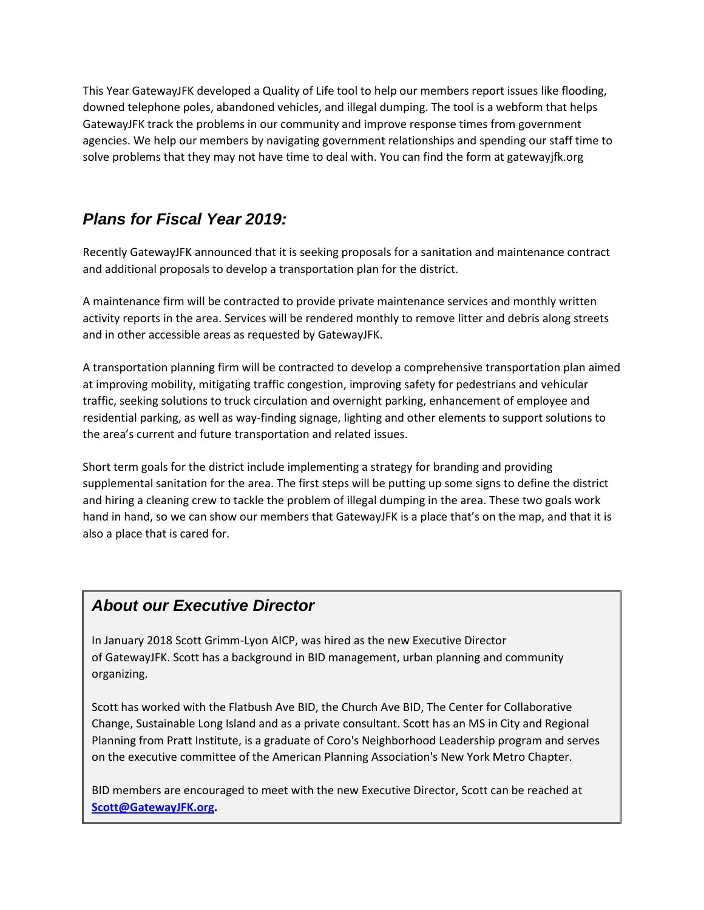This Year GatewayJFK developed a Quality of Life tool to help our members report issues like flooding, downed telephone poles, abandoned vehicles, and illegal dumping. The tool is a webform that helps GatewayJFK track the problems in our community and improve response times from government agencies. We help our members by navigating government relationships and spending our staff time to solve problems that they may not have time to deal with. You can find the form at gatewayjfk.org

## *Plans for Fiscal Year 2019:*

Recently GatewayJFK announced that it is seeking proposals for a sanitation and maintenance contract and additional proposals to develop a transportation plan for the district.

A maintenance firm will be contracted to provide private maintenance services and monthly written activity reports in the area. Services will be rendered monthly to remove litter and debris along streets and in other accessible areas as requested by GatewayJFK.

A transportation planning firm will be contracted to develop a comprehensive transportation plan aimed at improving mobility, mitigating traffic congestion, improving safety for pedestrians and vehicular traffic, seeking solutions to truck circulation and overnight parking, enhancement of employee and residential parking, as well as way-finding signage, lighting and other elements to support solutions to the area's current and future transportation and related issues.

Short term goals for the district include implementing a strategy for branding and providing supplemental sanitation for the area. The first steps will be putting up some signs to define the district and hiring a cleaning crew to tackle the problem of illegal dumping in the area. These two goals work hand in hand, so we can show our members that GatewayJFK is a place that's on the map, and that it is also a place that is cared for.

## *About our Executive Director*

In January 2018 Scott Grimm-Lyon AICP, was hired as the new Executive Director of GatewayJFK. Scott has a background in BID management, urban planning and community organizing.

Scott has worked with the Flatbush Ave BID, the Church Ave BID, The Center for Collaborative Change, Sustainable Long Island and as a private consultant. Scott has an MS in City and Regional Planning from Pratt Institute, is a graduate of Coro's Neighborhood Leadership program and serves on the executive committee of the American Planning Association's New York Metro Chapter.

BID members are encouraged to meet with the new Executive Director, Scott can be reached at **Scott@GatewayJFK.org.**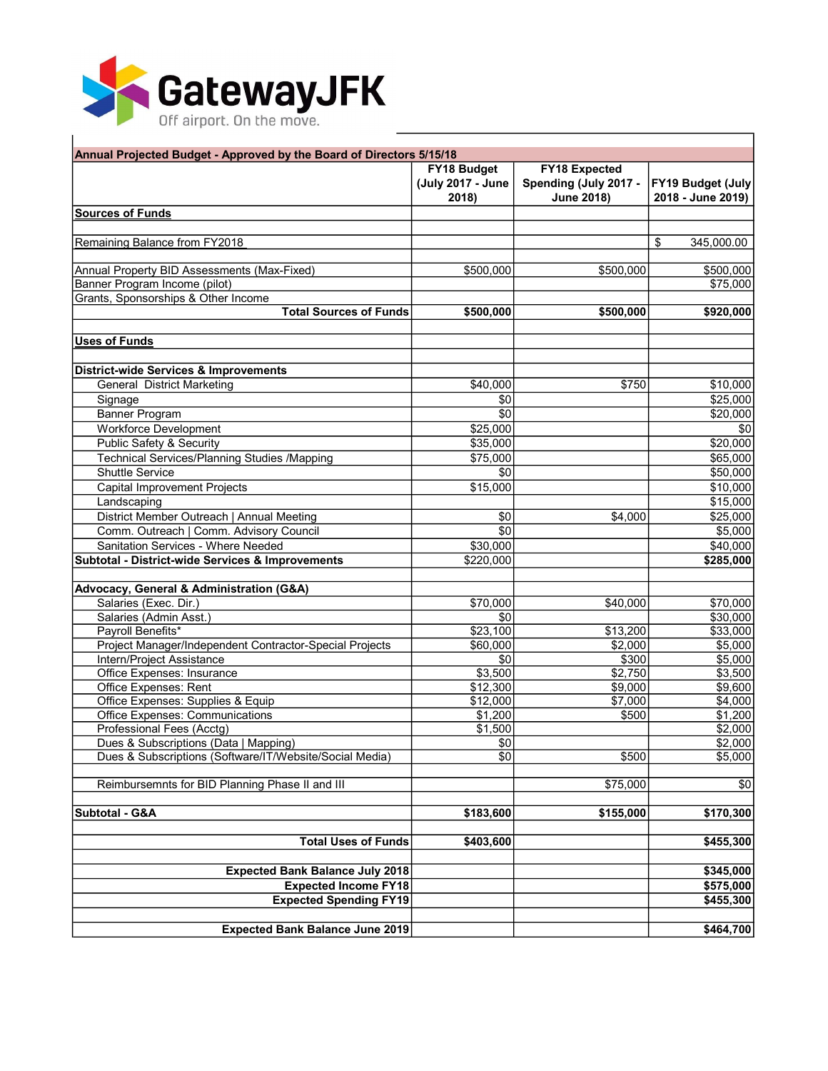GatewayJFK

Off airport. On the move.

| Annual Projected Budget - Approved by the Board of Directors 5/15/18 | FY18 Budget (July 2017 - June 2018) | FY18 Expected Spending (July 2017 - June 2018) | FY19 Budget (July 2018 - June 2019) |
|---|---|---|---|
| **Sources of Funds** | | | |
| | | | |
| Remaining Balance from FY2018 | | | $ 345,000.00 |
| | | | |
| Annual Property BID Assessments (Max-Fixed) | $500,000 | $500,000 | $500,000 |
| Banner Program Income (pilot) | | | $75,000 |
| Grants, Sponsorships & Other Income | | | |
| **Total Sources of Funds** | **$500,000** | **$500,000** | **$920,000** |
| | | | |
| **Uses of Funds** | | | |
| | | | |
| **District-wide Services & Improvements** | | | |
| General District Marketing | $40,000 | $750 | $10,000 |
| Signage | $0 | | $25,000 |
| Banner Program | $0 | | $20,000 |
| Workforce Development | $25,000 | | $0 |
| Public Safety & Security | $35,000 | | $20,000 |
| Technical Services/Planning Studies /Mapping | $75,000 | | $65,000 |
| Shuttle Service | $0 | | $50,000 |
| Capital Improvement Projects | $15,000 | | $10,000 |
| Landscaping | | | $15,000 |
| District Member Outreach \| Annual Meeting | $0 | $4,000 | $25,000 |
| Comm. Outreach \| Comm. Advisory Council | $0 | | $5,000 |
| Sanitation Services - Where Needed | $30,000 | | $40,000 |
| **Subtotal - District-wide Services & Improvements** | $220,000 | | **$285,000** |
| | | | |
| **Advocacy, General & Administration (G&A)** | | | |
| Salaries (Exec. Dir.) | $70,000 | $40,000 | $70,000 |
| Salaries (Admin Asst.) | $0 | | $30,000 |
| Payroll Benefits* | $23,100 | $13,200 | $33,000 |
| Project Manager/Independent Contractor-Special Projects | $60,000 | $2,000 | $5,000 |
| Intern/Project Assistance | $0 | $300 | $5,000 |
| Office Expenses: Insurance | $3,500 | $2,750 | $3,500 |
| Office Expenses: Rent | $12,300 | $9,000 | $9,600 |
| Office Expenses: Supplies & Equip | $12,000 | $7,000 | $4,000 |
| Office Expenses: Communications | $1,200 | $500 | $1,200 |
| Professional Fees (Acctg) | $1,500 | | $2,000 |
| Dues & Subscriptions (Data \| Mapping) | $0 | | $2,000 |
| Dues & Subscriptions (Software/IT/Website/Social Media) | $0 | $500 | $5,000 |
| | | | |
| Reimbursemnts for BID Planning Phase II and III | | $75,000 | $0 |
| | | | |
| **Subtotal - G&A** | **$183,600** | **$155,000** | **$170,300** |
| | | | |
| **Total Uses of Funds** | **$403,600** | | **$455,300** |
| | | | |
| **Expected Bank Balance July 2018** | | | **$345,000** |
| **Expected Income FY18** | | | **$575,000** |
| **Expected Spending FY19** | | | **$455,300** |
| | | | |
| **Expected Bank Balance June 2019** | | | **$464,700** |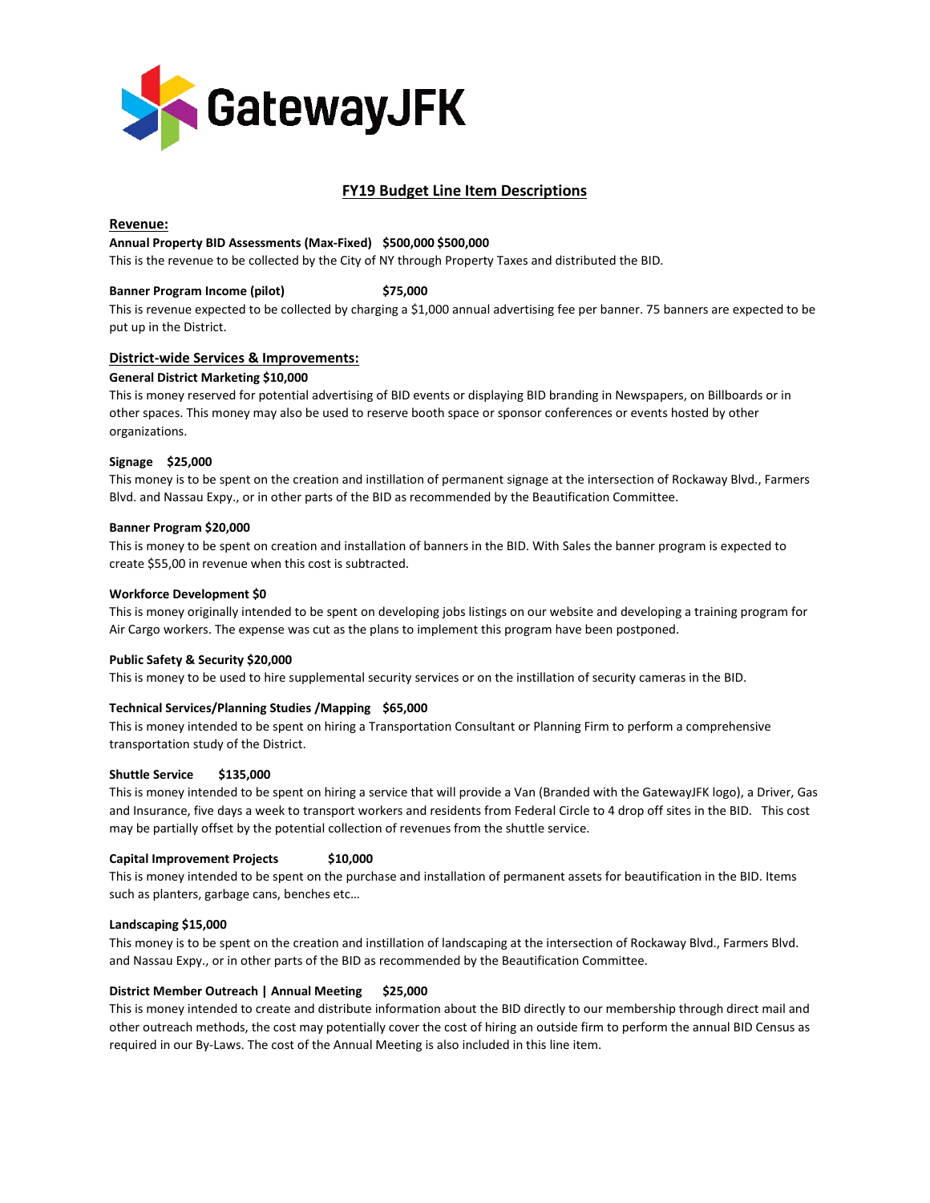GatewayJFK

## FY19 Budget Line Item Descriptions

### Revenue:

**Annual Property BID Assessments (Max-Fixed) $500,000 $500,000**

This is the revenue to be collected by the City of NY through Property Taxes and distributed the BID.

**Banner Program Income (pilot) $75,000**

This is revenue expected to be collected by charging a $1,000 annual advertising fee per banner. 75 banners are expected to be put up in the District.

### District-wide Services & Improvements:

**General District Marketing $10,000**

This is money reserved for potential advertising of BID events or displaying BID branding in Newspapers, on Billboards or in other spaces. This money may also be used to reserve booth space or sponsor conferences or events hosted by other organizations.

**Signage $25,000**

This money is to be spent on the creation and instillation of permanent signage at the intersection of Rockaway Blvd., Farmers Blvd. and Nassau Expy., or in other parts of the BID as recommended by the Beautification Committee.

**Banner Program $20,000**

This is money to be spent on creation and installation of banners in the BID. With Sales the banner program is expected to create $55,00 in revenue when this cost is subtracted.

**Workforce Development $0**

This is money originally intended to be spent on developing jobs listings on our website and developing a training program for Air Cargo workers. The expense was cut as the plans to implement this program have been postponed.

**Public Safety & Security $20,000**

This is money to be used to hire supplemental security services or on the instillation of security cameras in the BID.

**Technical Services/Planning Studies /Mapping $65,000**

This is money intended to be spent on hiring a Transportation Consultant or Planning Firm to perform a comprehensive transportation study of the District.

**Shuttle Service $135,000**

This is money intended to be spent on hiring a service that will provide a Van (Branded with the GatewayJFK logo), a Driver, Gas and Insurance, five days a week to transport workers and residents from Federal Circle to 4 drop off sites in the BID. This cost may be partially offset by the potential collection of revenues from the shuttle service.

**Capital Improvement Projects $10,000**

This is money intended to be spent on the purchase and installation of permanent assets for beautification in the BID. Items such as planters, garbage cans, benches etc…

**Landscaping $15,000**

This money is to be spent on the creation and instillation of landscaping at the intersection of Rockaway Blvd., Farmers Blvd. and Nassau Expy., or in other parts of the BID as recommended by the Beautification Committee.

**District Member Outreach | Annual Meeting $25,000**

This is money intended to create and distribute information about the BID directly to our membership through direct mail and other outreach methods, the cost may potentially cover the cost of hiring an outside firm to perform the annual BID Census as required in our By-Laws. The cost of the Annual Meeting is also included in this line item.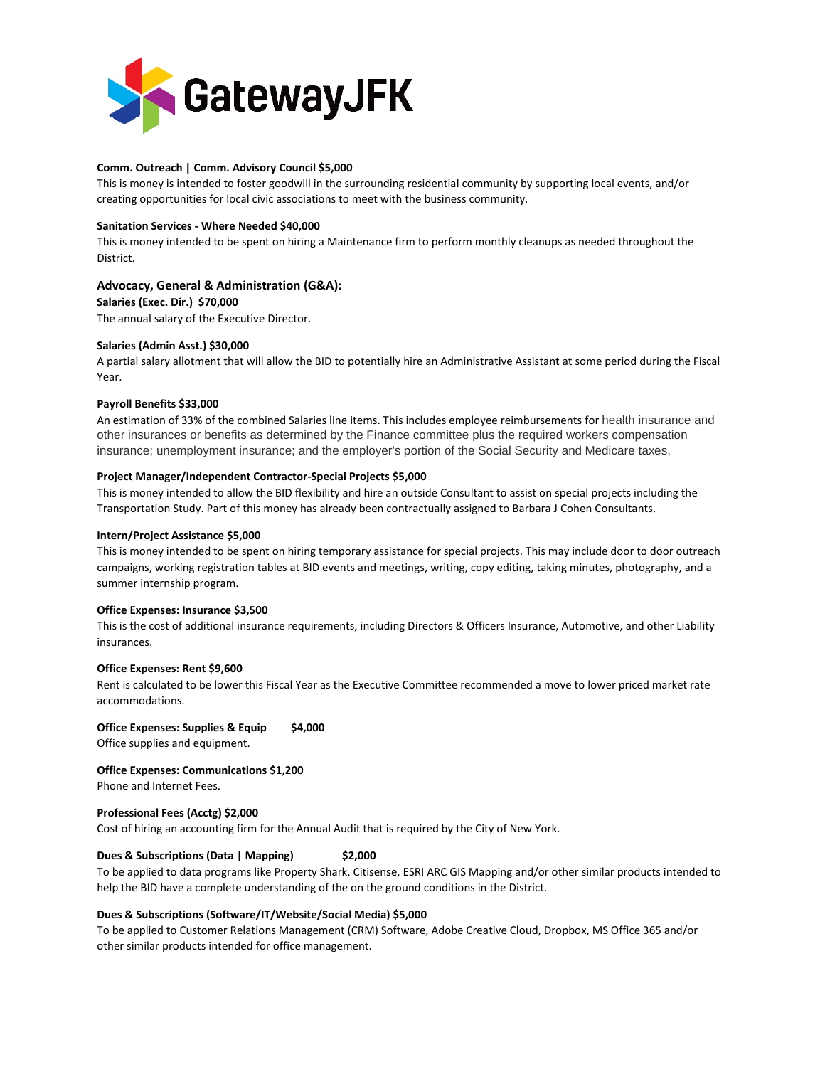**Comm. Outreach | Comm. Advisory Council $5,000**
This is money is intended to foster goodwill in the surrounding residential community by supporting local events, and/or creating opportunities for local civic associations to meet with the business community.

**Sanitation Services - Where Needed $40,000**
This is money intended to be spent on hiring a Maintenance firm to perform monthly cleanups as needed throughout the District.

## Advocacy, General & Administration (G&A):

**Salaries (Exec. Dir.) $70,000**
The annual salary of the Executive Director.

**Salaries (Admin Asst.) $30,000**
A partial salary allotment that will allow the BID to potentially hire an Administrative Assistant at some period during the Fiscal Year.

**Payroll Benefits $33,000**
An estimation of 33% of the combined Salaries line items. This includes employee reimbursements for health insurance and other insurances or benefits as determined by the Finance committee plus the required workers compensation insurance; unemployment insurance; and the employer's portion of the Social Security and Medicare taxes.

**Project Manager/Independent Contractor-Special Projects $5,000**
This is money intended to allow the BID flexibility and hire an outside Consultant to assist on special projects including the Transportation Study. Part of this money has already been contractually assigned to Barbara J Cohen Consultants.

**Intern/Project Assistance $5,000**
This is money intended to be spent on hiring temporary assistance for special projects. This may include door to door outreach campaigns, working registration tables at BID events and meetings, writing, copy editing, taking minutes, photography, and a summer internship program.

**Office Expenses: Insurance $3,500**
This is the cost of additional insurance requirements, including Directors & Officers Insurance, Automotive, and other Liability insurances.

**Office Expenses: Rent $9,600**
Rent is calculated to be lower this Fiscal Year as the Executive Committee recommended a move to lower priced market rate accommodations.

**Office Expenses: Supplies & Equip $4,000**
Office supplies and equipment.

**Office Expenses: Communications $1,200**
Phone and Internet Fees.

**Professional Fees (Acctg) $2,000**
Cost of hiring an accounting firm for the Annual Audit that is required by the City of New York.

**Dues & Subscriptions (Data | Mapping) $2,000**
To be applied to data programs like Property Shark, Citisense, ESRI ARC GIS Mapping and/or other similar products intended to help the BID have a complete understanding of the on the ground conditions in the District.

**Dues & Subscriptions (Software/IT/Website/Social Media) $5,000**
To be applied to Customer Relations Management (CRM) Software, Adobe Creative Cloud, Dropbox, MS Office 365 and/or other similar products intended for office management.